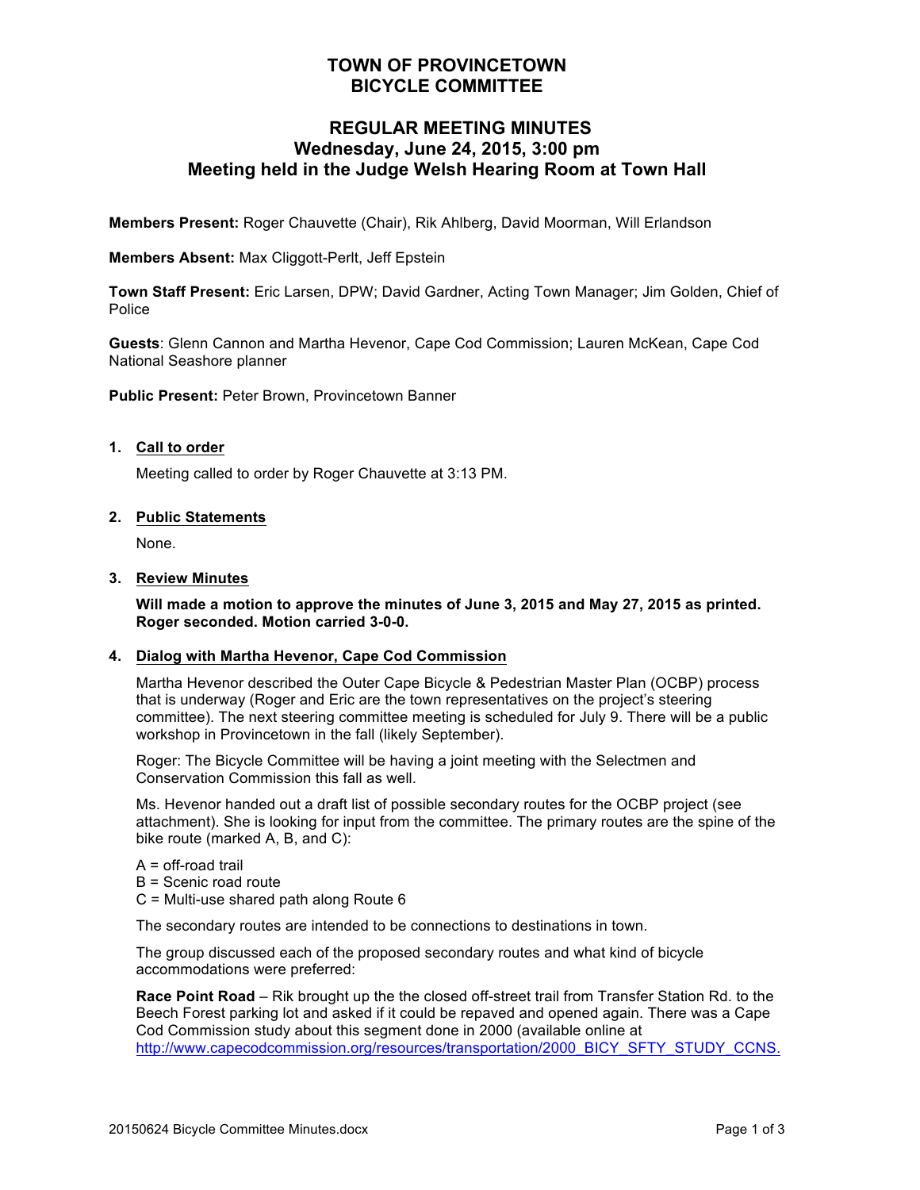# TOWN OF PROVINCETOWN
# BICYCLE COMMITTEE

## REGULAR MEETING MINUTES
## Wednesday, June 24, 2015, 3:00 pm
## Meeting held in the Judge Welsh Hearing Room at Town Hall

**Members Present:** Roger Chauvette (Chair), Rik Ahlberg, David Moorman, Will Erlandson

**Members Absent:** Max Cliggott-Perlt, Jeff Epstein

**Town Staff Present:** Eric Larsen, DPW; David Gardner, Acting Town Manager; Jim Golden, Chief of Police

**Guests**: Glenn Cannon and Martha Hevenor, Cape Cod Commission; Lauren McKean, Cape Cod National Seashore planner

**Public Present:** Peter Brown, Provincetown Banner

1. **Call to order**

   Meeting called to order by Roger Chauvette at 3:13 PM.

2. **Public Statements**

   None.

3. **Review Minutes**

   **Will made a motion to approve the minutes of June 3, 2015 and May 27, 2015 as printed. Roger seconded. Motion carried 3-0-0.**

4. **Dialog with Martha Hevenor, Cape Cod Commission**

   Martha Hevenor described the Outer Cape Bicycle & Pedestrian Master Plan (OCBP) process that is underway (Roger and Eric are the town representatives on the project's steering committee). The next steering committee meeting is scheduled for July 9. There will be a public workshop in Provincetown in the fall (likely September).

   Roger: The Bicycle Committee will be having a joint meeting with the Selectmen and Conservation Commission this fall as well.

   Ms. Hevenor handed out a draft list of possible secondary routes for the OCBP project (see attachment). She is looking for input from the committee. The primary routes are the spine of the bike route (marked A, B, and C):

   A = off-road trail
   B = Scenic road route
   C = Multi-use shared path along Route 6

   The secondary routes are intended to be connections to destinations in town.

   The group discussed each of the proposed secondary routes and what kind of bicycle accommodations were preferred:

   **Race Point Road** – Rik brought up the the closed off-street trail from Transfer Station Rd. to the Beech Forest parking lot and asked if it could be repaved and opened again. There was a Cape Cod Commission study about this segment done in 2000 (available online at http://www.capecodcommission.org/resources/transportation/2000_BICY_SFTY_STUDY_CCNS.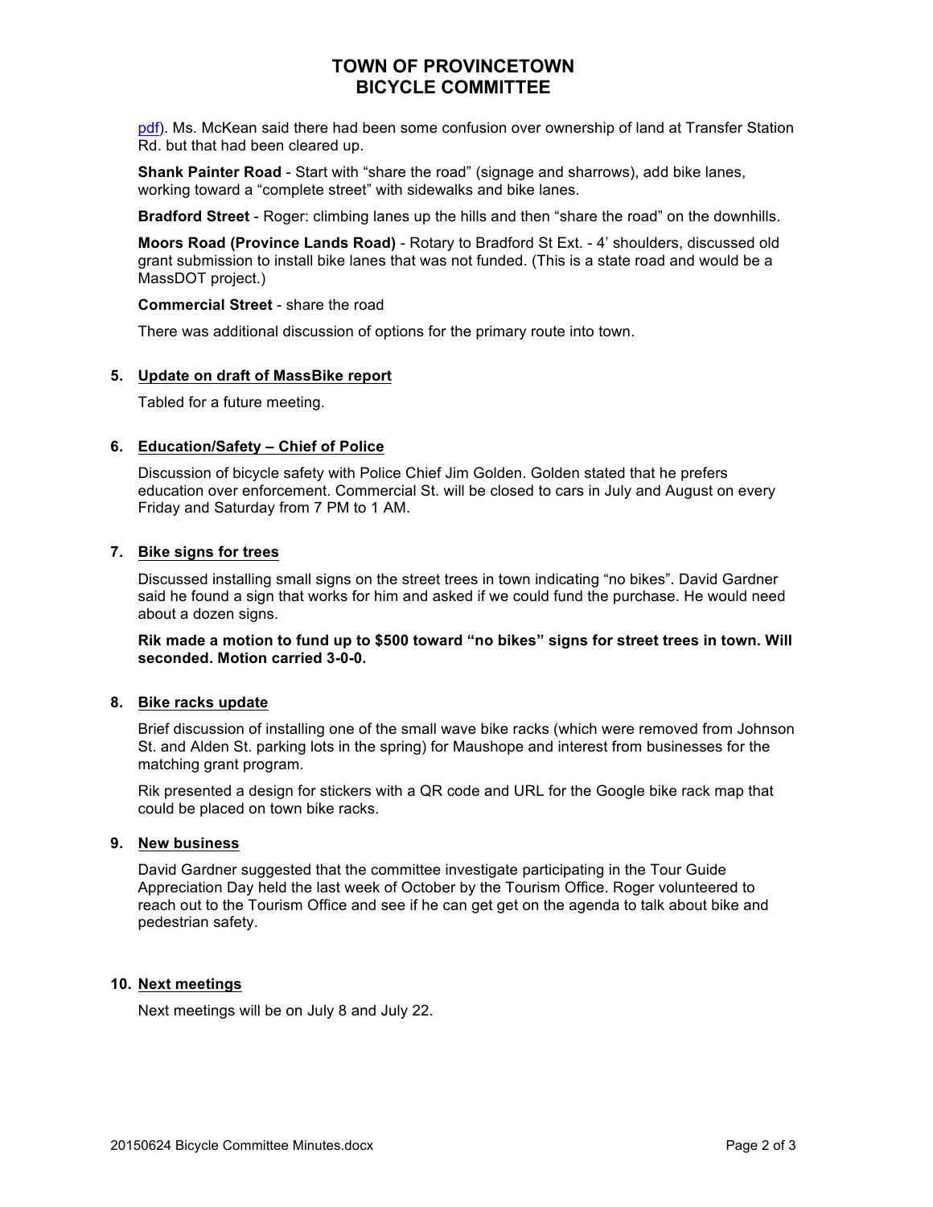pdf). Ms. McKean said there had been some confusion over ownership of land at Transfer Station Rd. but that had been cleared up.

**Shank Painter Road** - Start with "share the road" (signage and sharrows), add bike lanes, working toward a "complete street" with sidewalks and bike lanes.

**Bradford Street** - Roger: climbing lanes up the hills and then "share the road" on the downhills.

**Moors Road (Province Lands Road)** - Rotary to Bradford St Ext. - 4' shoulders, discussed old grant submission to install bike lanes that was not funded. (This is a state road and would be a MassDOT project.)

**Commercial Street** - share the road

There was additional discussion of options for the primary route into town.

**5. Update on draft of MassBike report**

Tabled for a future meeting.

**6. Education/Safety – Chief of Police**

Discussion of bicycle safety with Police Chief Jim Golden. Golden stated that he prefers education over enforcement. Commercial St. will be closed to cars in July and August on every Friday and Saturday from 7 PM to 1 AM.

**7. Bike signs for trees**

Discussed installing small signs on the street trees in town indicating "no bikes". David Gardner said he found a sign that works for him and asked if we could fund the purchase. He would need about a dozen signs.

**Rik made a motion to fund up to $500 toward "no bikes" signs for street trees in town. Will seconded. Motion carried 3-0-0.**

**8. Bike racks update**

Brief discussion of installing one of the small wave bike racks (which were removed from Johnson St. and Alden St. parking lots in the spring) for Maushope and interest from businesses for the matching grant program.

Rik presented a design for stickers with a QR code and URL for the Google bike rack map that could be placed on town bike racks.

**9. New business**

David Gardner suggested that the committee investigate participating in the Tour Guide Appreciation Day held the last week of October by the Tourism Office. Roger volunteered to reach out to the Tourism Office and see if he can get get on the agenda to talk about bike and pedestrian safety.

**10. Next meetings**

Next meetings will be on July 8 and July 22.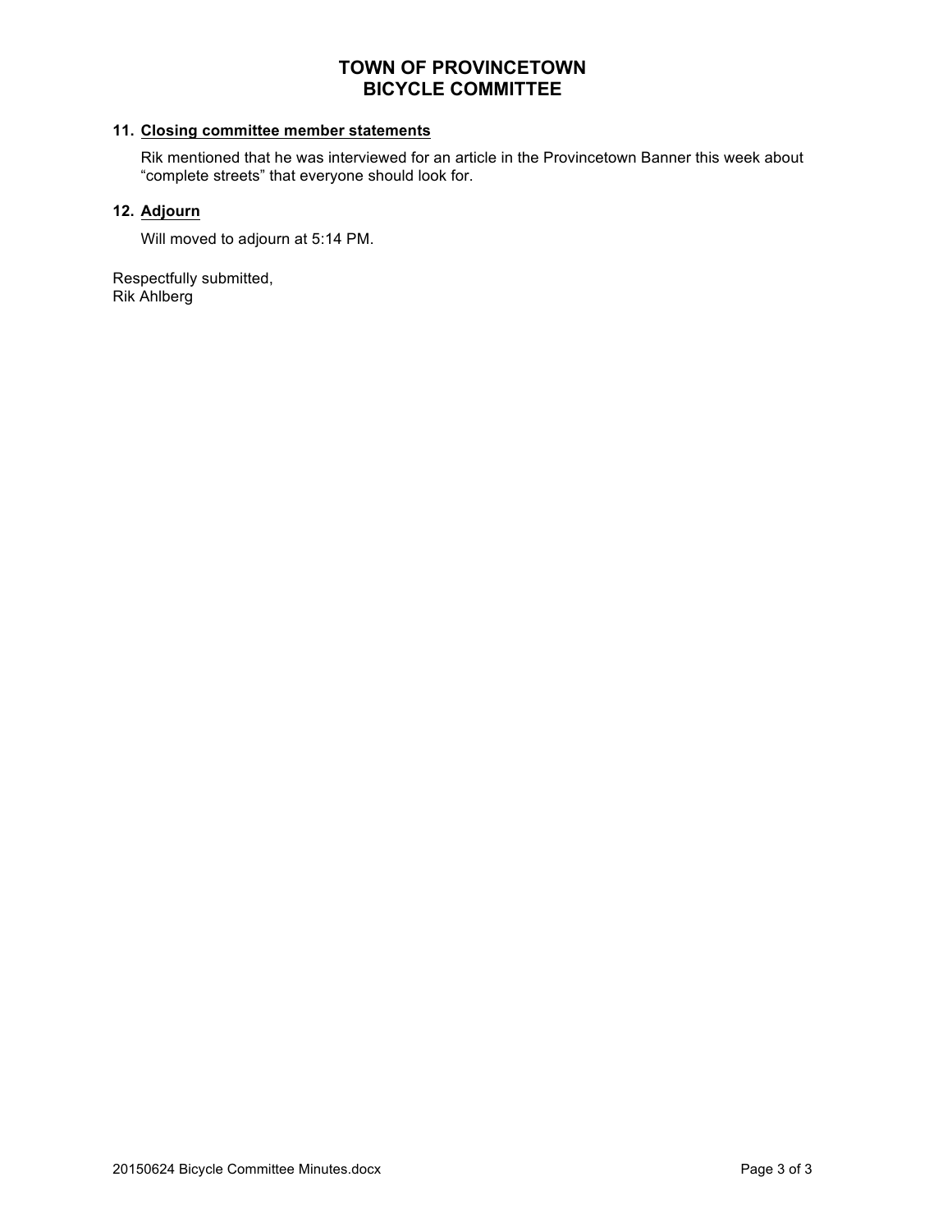# TOWN OF PROVINCETOWN
# BICYCLE COMMITTEE

## 11. Closing committee member statements

Rik mentioned that he was interviewed for an article in the Provincetown Banner this week about "complete streets" that everyone should look for.

## 12. Adjourn

Will moved to adjourn at 5:14 PM.

Respectfully submitted,
Rik Ahlberg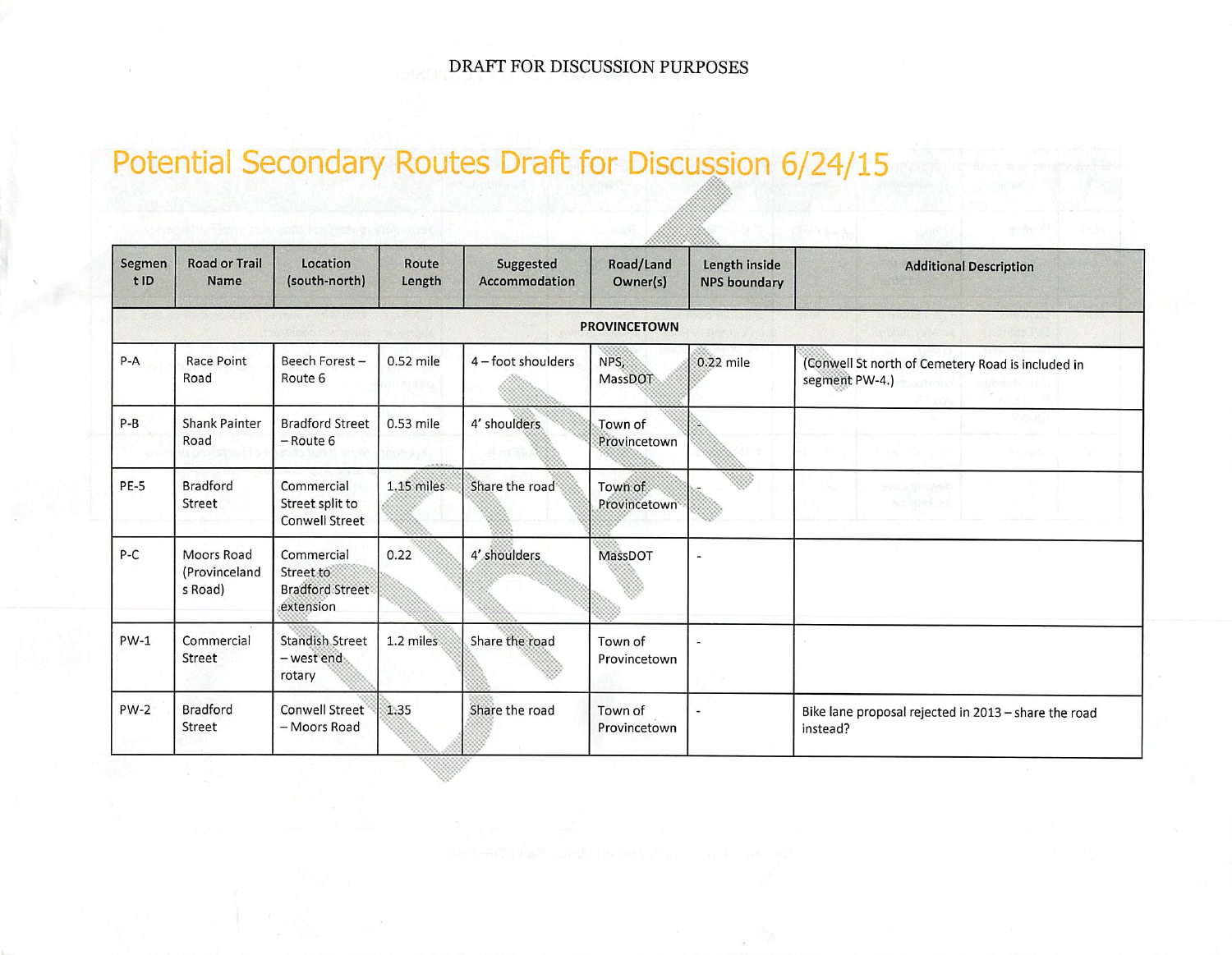DRAFT FOR DISCUSSION PURPOSES

# Potential Secondary Routes Draft for Discussion 6/24/15

| Segment ID | Road or Trail Name | Location (south-north) | Route Length | Suggested Accommodation | Road/Land Owner(s) | Length inside NPS boundary | Additional Description |
|---|---|---|---|---|---|---|---|
| **PROVINCETOWN** | | | | | | | |
| P-A | Race Point Road | Beech Forest – Route 6 | 0.52 mile | 4 – foot shoulders | NPS, MassDOT | 0.22 mile | (Conwell St north of Cemetery Road is included in segment PW-4.) |
| P-B | Shank Painter Road | Bradford Street – Route 6 | 0.53 mile | 4' shoulders | Town of Provincetown | - | |
| PE-5 | Bradford Street | Commercial Street split to Conwell Street | 1.15 miles | Share the road | Town of Provincetown | - | |
| P-C | Moors Road (Provincelands Road) | Commercial Street to Bradford Street extension | 0.22 | 4' shoulders | MassDOT | - | |
| PW-1 | Commercial Street | Standish Street – west end rotary | 1.2 miles | Share the road | Town of Provincetown | - | |
| PW-2 | Bradford Street | Conwell Street – Moors Road | 1.35 | Share the road | Town of Provincetown | - | Bike lane proposal rejected in 2013 – share the road instead? |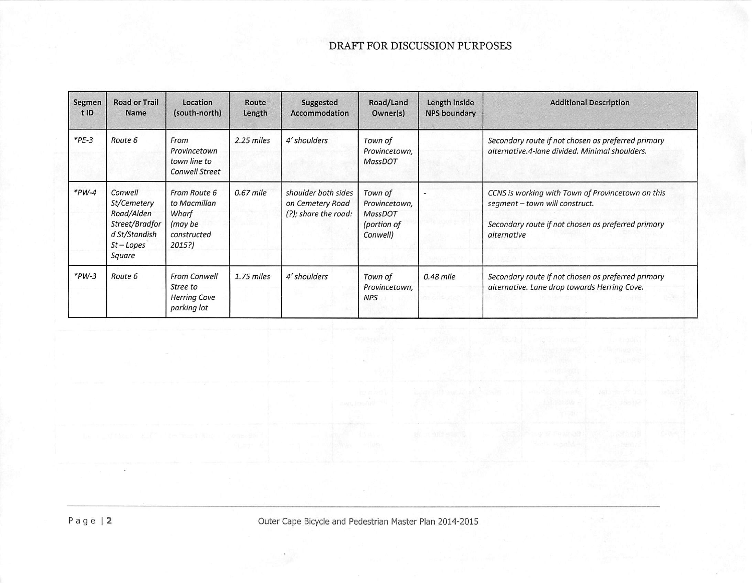DRAFT FOR DISCUSSION PURPOSES

| Segment ID | Road or Trail Name | Location (south-north) | Route Length | Suggested Accommodation | Road/Land Owner(s) | Length inside NPS boundary | Additional Description |
|---|---|---|---|---|---|---|---|
| *PE-3 | Route 6 | From Provincetown town line to Conwell Street | 2.25 miles | 4' shoulders | Town of Provincetown, MassDOT | | Secondary route if not chosen as preferred primary alternative.4-lane divided. Minimal shoulders. |
| *PW-4 | Conwell St/Cemetery Road/Alden Street/Bradford St/Standish St – Lopes Square | From Route 6 to Macmillan Wharf (may be constructed 2015?) | 0.67 mile | shoulder both sides on Cemetery Road (?); share the road: | Town of Provincetown, MassDOT (portion of Conwell) | - | CCNS is working with Town of Provincetown on this segment – town will construct.<br><br>Secondary route if not chosen as preferred primary alternative |
| *PW-3 | Route 6 | From Conwell Stree to Herring Cove parking lot | 1.75 miles | 4' shoulders | Town of Provincetown, NPS | 0.48 mile | Secondary route if not chosen as preferred primary alternative. Lane drop towards Herring Cove. |